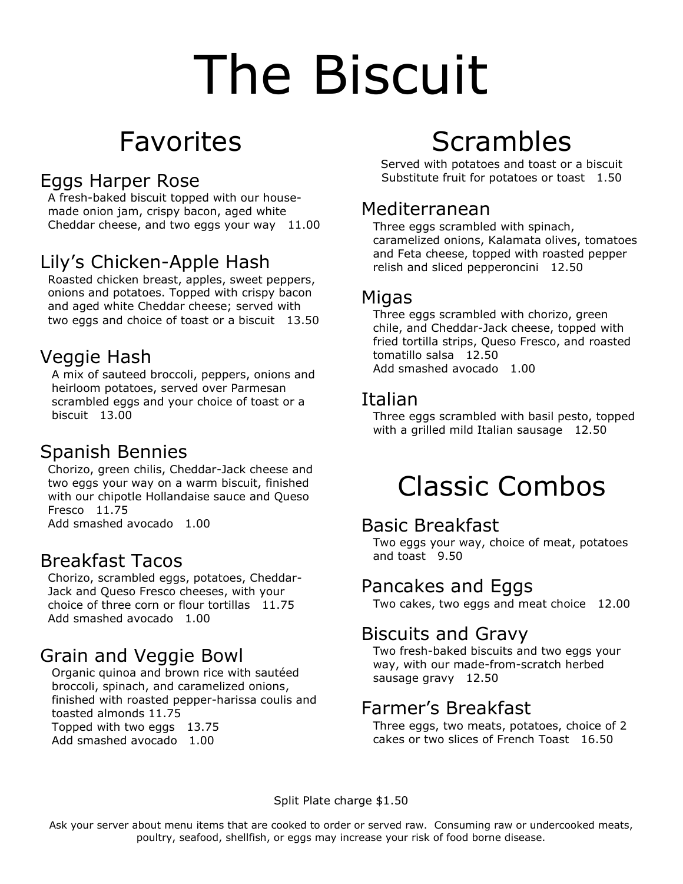# The Biscuit

## Favorites

### Eggs Harper Rose

A fresh-baked biscuit topped with our house-made onion jam, crispy bacon, aged white Cheddar cheese, and two eggs your way 11.00

### Lily's Chicken-Apple Hash

Roasted chicken breast, apples, sweet peppers, onions and potatoes. Topped with crispy bacon and aged white Cheddar cheese; served with two eggs and choice of toast or a biscuit 13.50

### Veggie Hash

A mix of sauteed broccoli, peppers, onions and heirloom potatoes, served over Parmesan scrambled eggs and your choice of toast or a biscuit 13.00

### Spanish Bennies

Chorizo, green chilis, Cheddar-Jack cheese and two eggs your way on a warm biscuit, finished with our chipotle Hollandaise sauce and Queso Fresco 11.75

Add smashed avocado 1.00

### Breakfast Tacos

Chorizo, scrambled eggs, potatoes, Cheddar-Jack and Queso Fresco cheeses, with your choice of three corn or flour tortillas 11.75

Add smashed avocado 1.00

### Grain and Veggie Bowl

Organic quinoa and brown rice with sautéed broccoli, spinach, and caramelized onions, finished with roasted pepper-harissa coulis and toasted almonds 11.75

Topped with two eggs 13.75

Add smashed avocado 1.00

## Scrambles

Served with potatoes and toast or a biscuit

Substitute fruit for potatoes or toast 1.50

### Mediterranean

Three eggs scrambled with spinach, caramelized onions, Kalamata olives, tomatoes and Feta cheese, topped with roasted pepper relish and sliced pepperoncini 12.50

### Migas

Three eggs scrambled with chorizo, green chile, and Cheddar-Jack cheese, topped with fried tortilla strips, Queso Fresco, and roasted tomatillo salsa 12.50

Add smashed avocado 1.00

### Italian

Three eggs scrambled with basil pesto, topped with a grilled mild Italian sausage 12.50

## Classic Combos

### Basic Breakfast

Two eggs your way, choice of meat, potatoes and toast 9.50

### Pancakes and Eggs

Two cakes, two eggs and meat choice 12.00

### Biscuits and Gravy

Two fresh-baked biscuits and two eggs your way, with our made-from-scratch herbed sausage gravy 12.50

### Farmer's Breakfast

Three eggs, two meats, potatoes, choice of 2 cakes or two slices of French Toast 16.50

Split Plate charge $1.50

Ask your server about menu items that are cooked to order or served raw. Consuming raw or undercooked meats, poultry, seafood, shellfish, or eggs may increase your risk of food borne disease.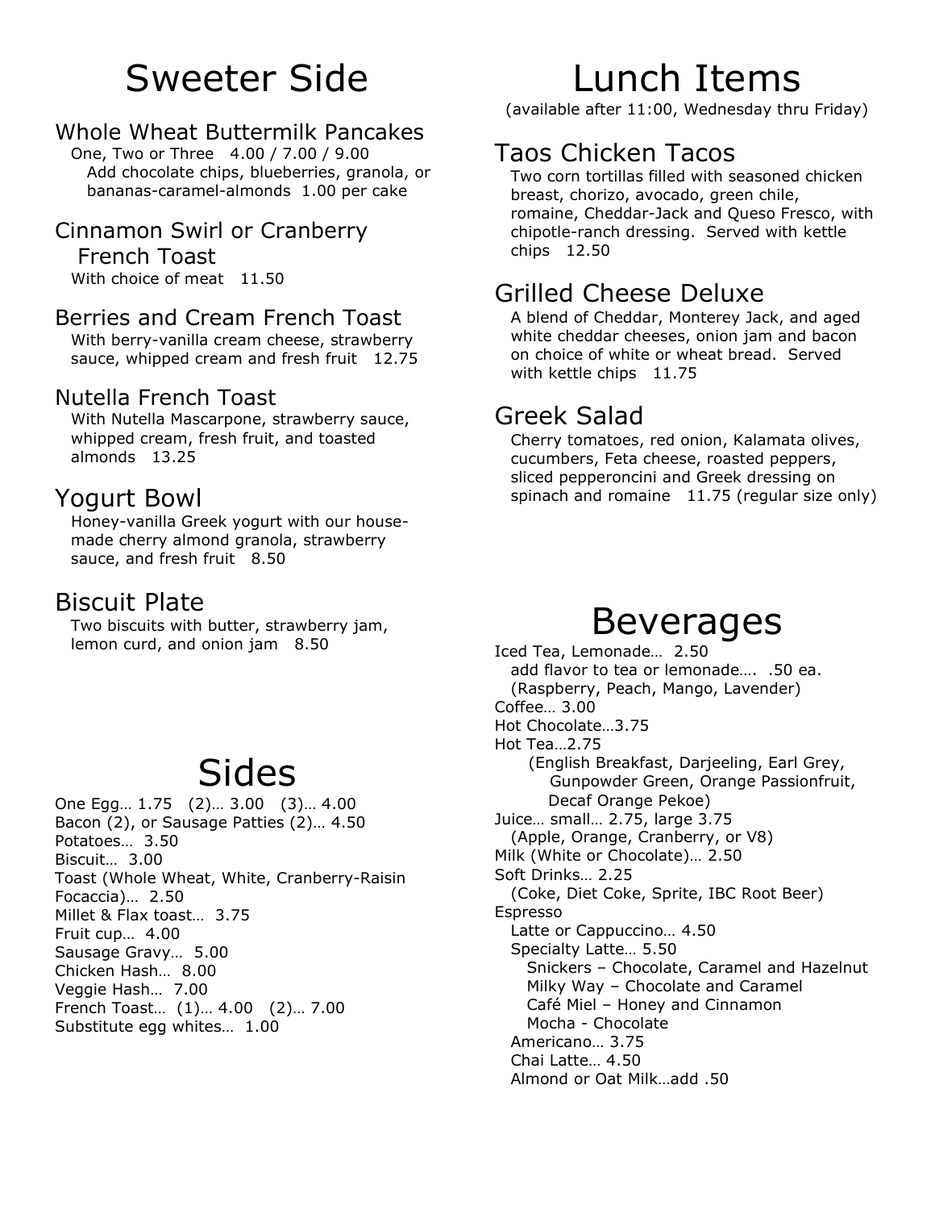# Sweeter Side

## Whole Wheat Buttermilk Pancakes

One, Two or Three 4.00 / 7.00 / 9.00

Add chocolate chips, blueberries, granola, or bananas-caramel-almonds 1.00 per cake

## Cinnamon Swirl or Cranberry French Toast

With choice of meat 11.50

## Berries and Cream French Toast

With berry-vanilla cream cheese, strawberry sauce, whipped cream and fresh fruit 12.75

## Nutella French Toast

With Nutella Mascarpone, strawberry sauce, whipped cream, fresh fruit, and toasted almonds 13.25

## Yogurt Bowl

Honey-vanilla Greek yogurt with our house-made cherry almond granola, strawberry sauce, and fresh fruit 8.50

## Biscuit Plate

Two biscuits with butter, strawberry jam, lemon curd, and onion jam 8.50

# Sides

One Egg… 1.75 (2)… 3.00 (3)… 4.00
Bacon (2), or Sausage Patties (2)… 4.50
Potatoes… 3.50
Biscuit… 3.00
Toast (Whole Wheat, White, Cranberry-Raisin Focaccia)… 2.50
Millet & Flax toast… 3.75
Fruit cup… 4.00
Sausage Gravy… 5.00
Chicken Hash… 8.00
Veggie Hash… 7.00
French Toast… (1)… 4.00 (2)… 7.00
Substitute egg whites… 1.00

# Lunch Items

(available after 11:00, Wednesday thru Friday)

## Taos Chicken Tacos

Two corn tortillas filled with seasoned chicken breast, chorizo, avocado, green chile, romaine, Cheddar-Jack and Queso Fresco, with chipotle-ranch dressing. Served with kettle chips 12.50

## Grilled Cheese Deluxe

A blend of Cheddar, Monterey Jack, and aged white cheddar cheeses, onion jam and bacon on choice of white or wheat bread. Served with kettle chips 11.75

## Greek Salad

Cherry tomatoes, red onion, Kalamata olives, cucumbers, Feta cheese, roasted peppers, sliced pepperoncini and Greek dressing on spinach and romaine 11.75 (regular size only)

# Beverages

Iced Tea, Lemonade… 2.50
add flavor to tea or lemonade…. .50 ea.
(Raspberry, Peach, Mango, Lavender)
Coffee… 3.00
Hot Chocolate…3.75
Hot Tea…2.75
(English Breakfast, Darjeeling, Earl Grey, Gunpowder Green, Orange Passionfruit, Decaf Orange Pekoe)
Juice… small… 2.75, large 3.75
(Apple, Orange, Cranberry, or V8)
Milk (White or Chocolate)… 2.50
Soft Drinks… 2.25
(Coke, Diet Coke, Sprite, IBC Root Beer)
Espresso
Latte or Cappuccino… 4.50
Specialty Latte… 5.50
Snickers – Chocolate, Caramel and Hazelnut
Milky Way – Chocolate and Caramel
Café Miel – Honey and Cinnamon
Mocha - Chocolate
Americano… 3.75
Chai Latte… 4.50
Almond or Oat Milk…add .50